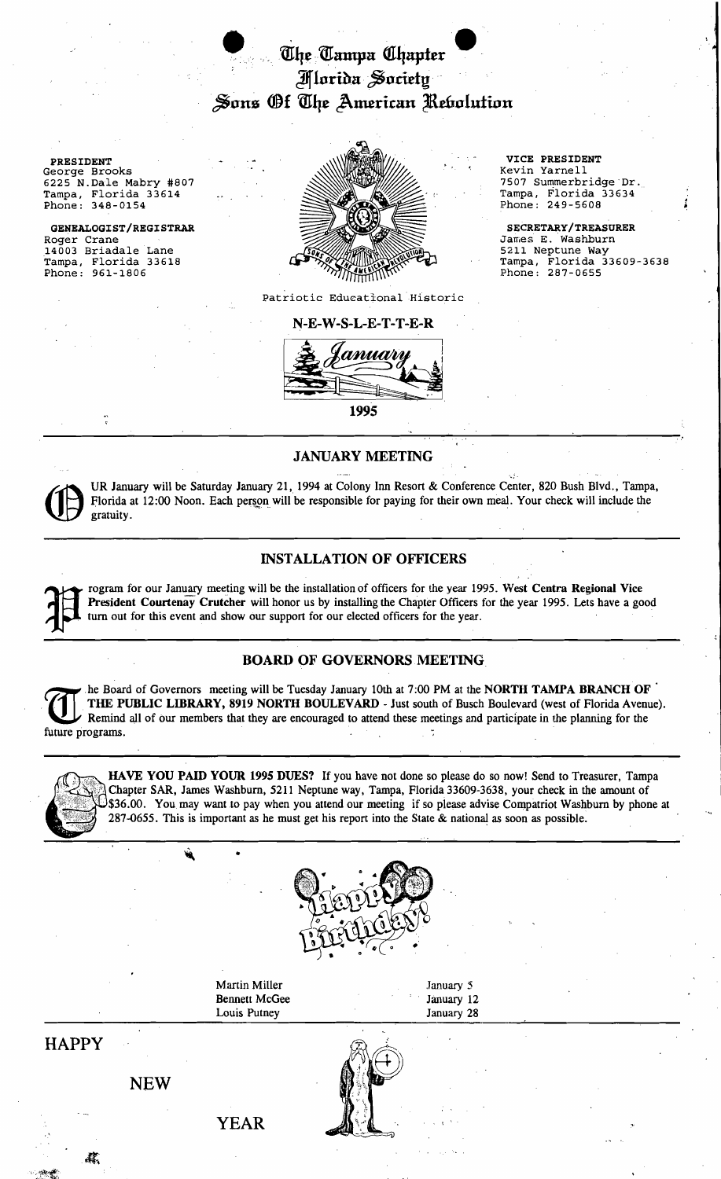# The Tampa Chapter Florida Society Sons Of The American Revolution

**PRESIDENT**
George Brooks
6225 N.Dale Mabry #807
Tampa, Florida 33614
Phone: 348-0154

**GENEALOGIST/REGISTRAR**
Roger Crane
14003 Briadale Lane
Tampa, Florida 33618
Phone: 961-1806

**VICE PRESIDENT**
Kevin Yarnell
7507 Summerbridge Dr.
Tampa, Florida 33634
Phone: 249-5608

**SECRETARY/TREASURER**
James E. Washburn
5211 Neptune Way
Tampa, Florida 33609-3638
Phone: 287-0655

Patriotic Educational Historic

N-E-W-S-L-E-T-T-E-R

January

1995

## JANUARY MEETING

OUR January will be Saturday January 21, 1994 at Colony Inn Resort & Conference Center, 820 Bush Blvd., Tampa, Florida at 12:00 Noon. Each person will be responsible for paying for their own meal. Your check will include the gratuity.

## INSTALLATION OF OFFICERS

Program for our January meeting will be the installation of officers for the year 1995. **West Centra Regional Vice President Courtenay Crutcher** will honor us by installing the Chapter Officers for the year 1995. Lets have a good turn out for this event and show our support for our elected officers for the year.

## BOARD OF GOVERNORS MEETING

The Board of Governors meeting will be Tuesday January 10th at 7:00 PM at the **NORTH TAMPA BRANCH OF THE PUBLIC LIBRARY, 8919 NORTH BOULEVARD** - Just south of Busch Boulevard (west of Florida Avenue). Remind all of our members that they are encouraged to attend these meetings and participate in the planning for the future programs.

**HAVE YOU PAID YOUR 1995 DUES?** If you have not done so please do so now! Send to Treasurer, Tampa Chapter SAR, James Washburn, 5211 Neptune way, Tampa, Florida 33609-3638, your check in the amount of $36.00. You may want to pay when you attend our meeting if so please advise Compatriot Washburn by phone at 287-0655. This is important as he must get his report into the State & national as soon as possible.

Happy Birthday!

| | |
|---|---|
| Martin Miller | January 5 |
| Bennett McGee | January 12 |
| Louis Putney | January 28 |

HAPPY NEW YEAR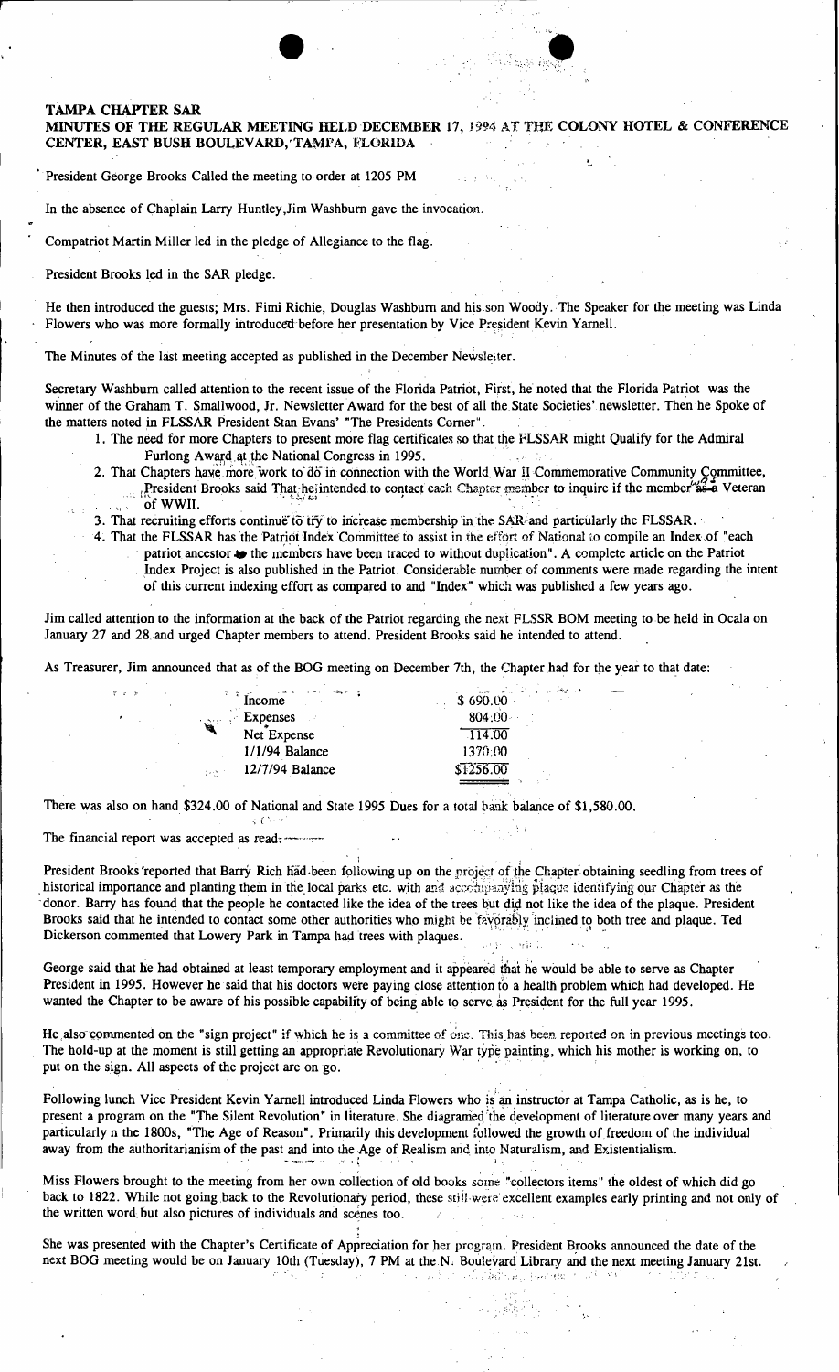**TAMPA CHAPTER SAR**

**MINUTES OF THE REGULAR MEETING HELD DECEMBER 17, 1994 AT THE COLONY HOTEL & CONFERENCE CENTER, EAST BUSH BOULEVARD, TAMPA, FLORIDA**

President George Brooks Called the meeting to order at 1205 PM

In the absence of Chaplain Larry Huntley,Jim Washburn gave the invocation.

Compatriot Martin Miller led in the pledge of Allegiance to the flag.

President Brooks led in the SAR pledge.

He then introduced the guests; Mrs. Fimi Richie, Douglas Washburn and his son Woody. The Speaker for the meeting was Linda Flowers who was more formally introduced before her presentation by Vice President Kevin Yarnell.

The Minutes of the last meeting accepted as published in the December Newsletter.

Secretary Washburn called attention to the recent issue of the Florida Patriot, First, he noted that the Florida Patriot was the winner of the Graham T. Smallwood, Jr. Newsletter Award for the best of all the State Societies' newsletter. Then he Spoke of the matters noted in FLSSAR President Stan Evans' "The Presidents Corner".

1. The need for more Chapters to present more flag certificates so that the FLSSAR might Qualify for the Admiral Furlong Award at the National Congress in 1995.
2. That Chapters have more work to do in connection with the World War II Commemorative Community Committee, President Brooks said That he intended to contact each Chapter member to inquire if the member is a Veteran of WWII.
3. That recruiting efforts continue to try to increase membership in the SAR and particularly the FLSSAR.
4. That the FLSSAR has the Patriot Index Committee to assist in the effort of National to compile an Index of "each patriot ancestor the members have been traced to without duplication". A complete article on the Patriot Index Project is also published in the Patriot. Considerable number of comments were made regarding the intent of this current indexing effort as compared to and "Index" which was published a few years ago.

Jim called attention to the information at the back of the Patriot regarding the next FLSSR BOM meeting to be held in Ocala on January 27 and 28 and urged Chapter members to attend. President Brooks said he intended to attend.

As Treasurer, Jim announced that as of the BOG meeting on December 7th, the Chapter had for the year to that date:

| | |
|---|---|
| Income | $ 690.00 |
| Expenses | 804.00 |
| Net Expense | 114.00 |
| 1/1/94 Balance | 1370.00 |
| 12/7/94 Balance | $1256.00 |

There was also on hand $324.00 of National and State 1995 Dues for a total bank balance of $1,580.00.

The financial report was accepted as read.

President Brooks reported that Barry Rich had been following up on the project of the Chapter obtaining seedling from trees of historical importance and planting them in the local parks etc. with and accompanying plaque identifying our Chapter as the donor. Barry has found that the people he contacted like the idea of the trees but did not like the idea of the plaque. President Brooks said that he intended to contact some other authorities who might be favorably inclined to both tree and plaque. Ted Dickerson commented that Lowery Park in Tampa had trees with plaques.

George said that he had obtained at least temporary employment and it appeared that he would be able to serve as Chapter President in 1995. However he said that his doctors were paying close attention to a health problem which had developed. He wanted the Chapter to be aware of his possible capability of being able to serve as President for the full year 1995.

He also commented on the "sign project" if which he is a committee of one. This has been reported on in previous meetings too. The hold-up at the moment is still getting an appropriate Revolutionary War type painting, which his mother is working on, to put on the sign. All aspects of the project are on go.

Following lunch Vice President Kevin Yarnell introduced Linda Flowers who is an instructor at Tampa Catholic, as is he, to present a program on the "The Silent Revolution" in literature. She diagramed the development of literature over many years and particularly n the 1800s, "The Age of Reason". Primarily this development followed the growth of freedom of the individual away from the authoritarianism of the past and into the Age of Realism and into Naturalism, and Existentialism.

Miss Flowers brought to the meeting from her own collection of old books some "collectors items" the oldest of which did go back to 1822. While not going back to the Revolutionary period, these still were excellent examples early printing and not only of the written word but also pictures of individuals and scenes too.

She was presented with the Chapter's Certificate of Appreciation for her program. President Brooks announced the date of the next BOG meeting would be on January 10th (Tuesday), 7 PM at the N. Boulevard Library and the next meeting January 21st.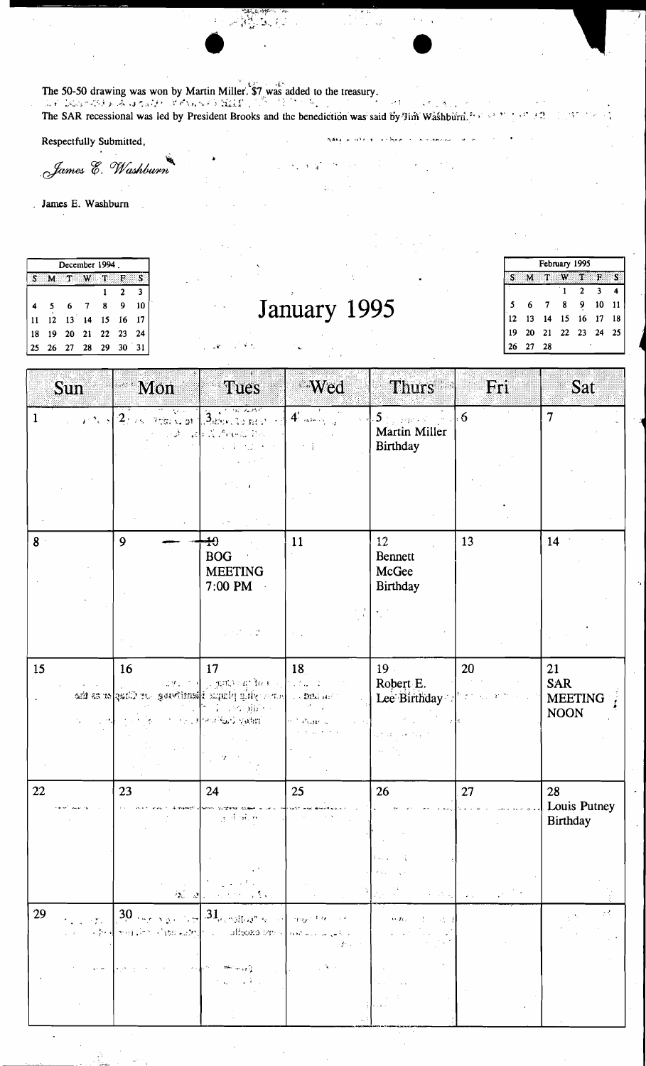The 50-50 drawing was won by Martin Miller. $7 was added to the treasury.

The SAR recessional was led by President Brooks and the benediction was said by Jim Washburn.

Respectfully Submitted,

*James E. Washburn*

James E. Washburn

| December 1994 | | | | | | |
|---|---|---|---|---|---|---|
| S | M | T | W | T | F | S |
| | | | | 1 | 2 | 3 |
| 4 | 5 | 6 | 7 | 8 | 9 | 10 |
| 11 | 12 | 13 | 14 | 15 | 16 | 17 |
| 18 | 19 | 20 | 21 | 22 | 23 | 24 |
| 25 | 26 | 27 | 28 | 29 | 30 | 31 |

# January 1995

| February 1995 | | | | | | |
|---|---|---|---|---|---|---|
| S | M | T | W | T | F | S |
| | | | 1 | 2 | 3 | 4 |
| 5 | 6 | 7 | 8 | 9 | 10 | 11 |
| 12 | 13 | 14 | 15 | 16 | 17 | 18 |
| 19 | 20 | 21 | 22 | 23 | 24 | 25 |
| 26 | 27 | 28 | | | | |

| Sun | Mon | Tues | Wed | Thurs | Fri | Sat |
|---|---|---|---|---|---|---|
| 1 | 2 | 3 | 4 | 5 Martin Miller Birthday | 6 | 7 |
| 8 | 9 | 10 BOG MEETING 7:00 PM | 11 | 12 Bennett McGee Birthday | 13 | 14 |
| 15 | 16 | 17 | 18 | 19 Robert E. Lee Birthday | 20 | 21 SAR MEETING NOON |
| 22 | 23 | 24 | 25 | 26 | 27 | 28 Louis Putney Birthday |
| 29 | 30 | 31 | | | | |